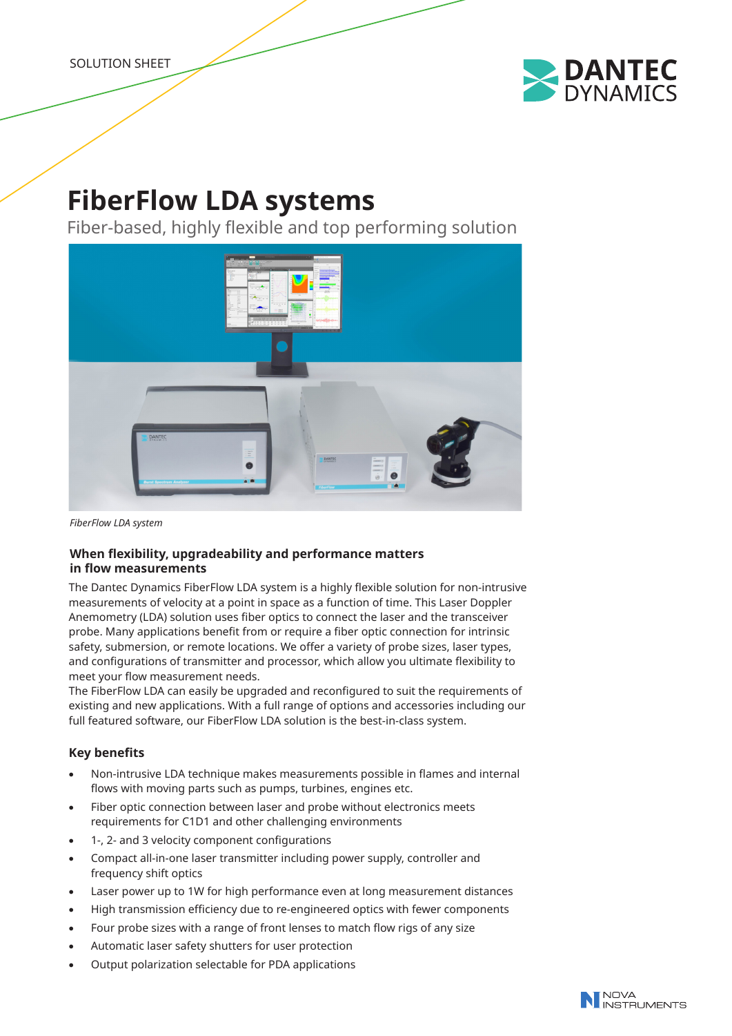SOLUTION SHEET

# FiberFlow LDA systems

Fiber-based, highly flexible and top performing solution

*FiberFlow LDA system*

### When flexibility, upgradeability and performance matters in flow measurements

The Dantec Dynamics FiberFlow LDA system is a highly flexible solution for non-intrusive measurements of velocity at a point in space as a function of time. This Laser Doppler Anemometry (LDA) solution uses fiber optics to connect the laser and the transceiver probe. Many applications benefit from or require a fiber optic connection for intrinsic safety, submersion, or remote locations. We offer a variety of probe sizes, laser types, and configurations of transmitter and processor, which allow you ultimate flexibility to meet your flow measurement needs.
The FiberFlow LDA can easily be upgraded and reconfigured to suit the requirements of existing and new applications. With a full range of options and accessories including our full featured software, our FiberFlow LDA solution is the best-in-class system.

### Key benefits

- Non-intrusive LDA technique makes measurements possible in flames and internal flows with moving parts such as pumps, turbines, engines etc.
- Fiber optic connection between laser and probe without electronics meets requirements for C1D1 and other challenging environments
- 1-, 2- and 3 velocity component configurations
- Compact all-in-one laser transmitter including power supply, controller and frequency shift optics
- Laser power up to 1W for high performance even at long measurement distances
- High transmission efficiency due to re-engineered optics with fewer components
- Four probe sizes with a range of front lenses to match flow rigs of any size
- Automatic laser safety shutters for user protection
- Output polarization selectable for PDA applications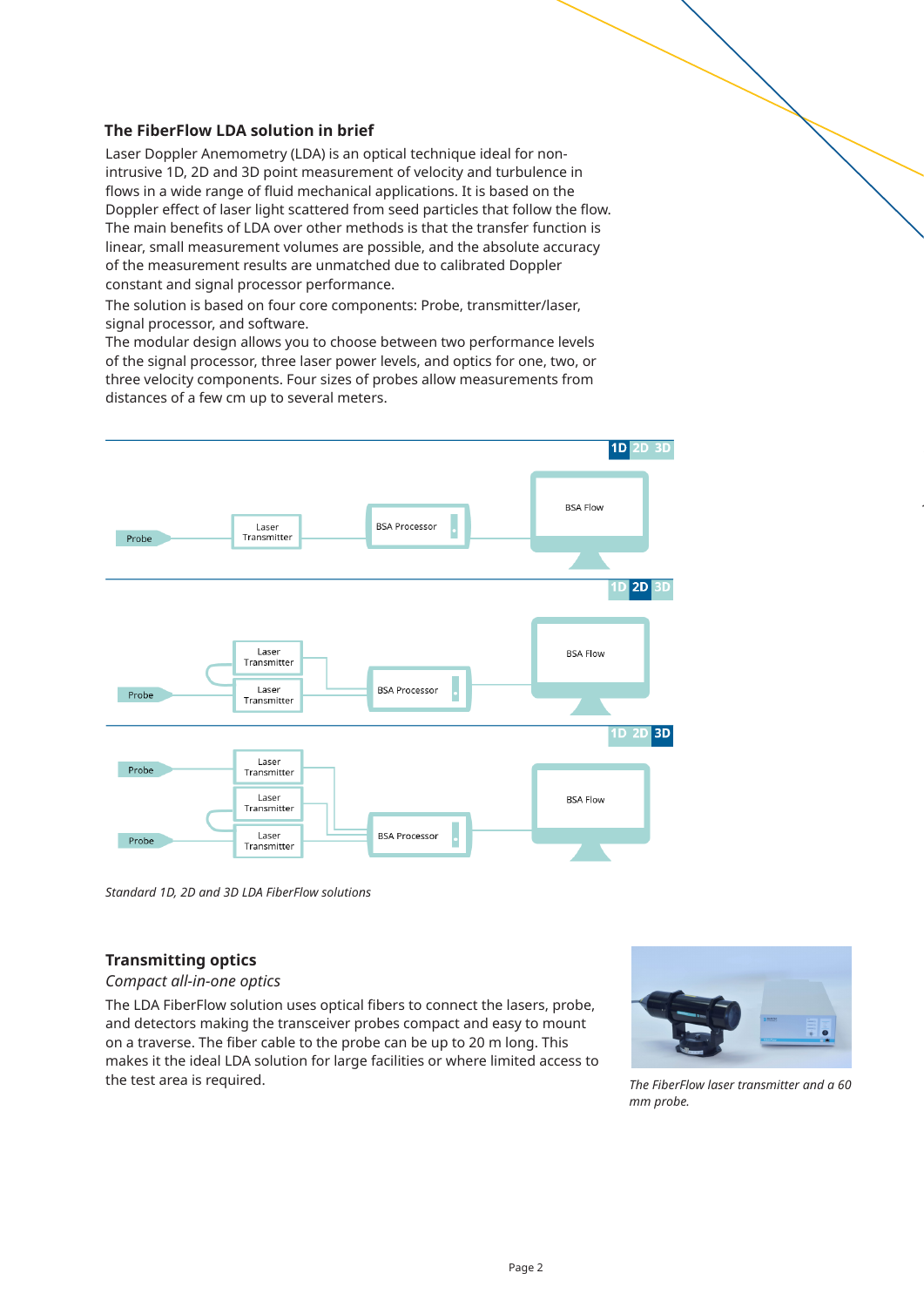## The FiberFlow LDA solution in brief

Laser Doppler Anemometry (LDA) is an optical technique ideal for non-intrusive 1D, 2D and 3D point measurement of velocity and turbulence in flows in a wide range of fluid mechanical applications. It is based on the Doppler effect of laser light scattered from seed particles that follow the flow. The main benefits of LDA over other methods is that the transfer function is linear, small measurement volumes are possible, and the absolute accuracy of the measurement results are unmatched due to calibrated Doppler constant and signal processor performance.

The solution is based on four core components: Probe, transmitter/laser, signal processor, and software.

The modular design allows you to choose between two performance levels of the signal processor, three laser power levels, and optics for one, two, or three velocity components. Four sizes of probes allow measurements from distances of a few cm up to several meters.

1D 2D 3D

Probe — Laser Transmitter — BSA Processor — BSA Flow

1D 2D 3D

Probe — Laser Transmitter / Laser Transmitter — BSA Processor — BSA Flow

1D 2D 3D

Probe / Probe — Laser Transmitter / Laser Transmitter / Laser Transmitter — BSA Processor — BSA Flow

*Standard 1D, 2D and 3D LDA FiberFlow solutions*

## Transmitting optics

*Compact all-in-one optics*

The LDA FiberFlow solution uses optical fibers to connect the lasers, probe, and detectors making the transceiver probes compact and easy to mount on a traverse. The fiber cable to the probe can be up to 20 m long. This makes it the ideal LDA solution for large facilities or where limited access to the test area is required.

*The FiberFlow laser transmitter and a 60 mm probe.*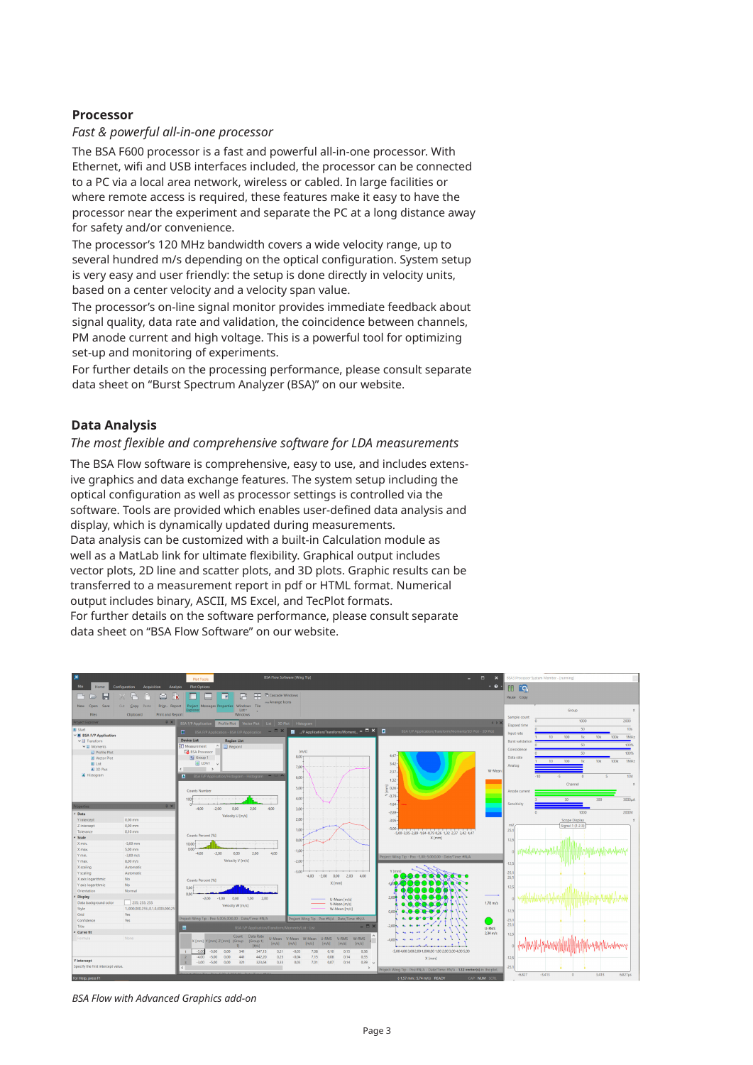## Processor

*Fast & powerful all-in-one processor*

The BSA F600 processor is a fast and powerful all-in-one processor. With Ethernet, wifi and USB interfaces included, the processor can be connected to a PC via a local area network, wireless or cabled. In large facilities or where remote access is required, these features make it easy to have the processor near the experiment and separate the PC at a long distance away for safety and/or convenience.

The processor's 120 MHz bandwidth covers a wide velocity range, up to several hundred m/s depending on the optical configuration. System setup is very easy and user friendly: the setup is done directly in velocity units, based on a center velocity and a velocity span value.

The processor's on-line signal monitor provides immediate feedback about signal quality, data rate and validation, the coincidence between channels, PM anode current and high voltage. This is a powerful tool for optimizing set-up and monitoring of experiments.

For further details on the processing performance, please consult separate data sheet on "Burst Spectrum Analyzer (BSA)" on our website.

## Data Analysis

*The most flexible and comprehensive software for LDA measurements*

The BSA Flow software is comprehensive, easy to use, and includes extensive graphics and data exchange features. The system setup including the optical configuration as well as processor settings is controlled via the software. Tools are provided which enables user-defined data analysis and display, which is dynamically updated during measurements.

Data analysis can be customized with a built-in Calculation module as well as a MatLab link for ultimate flexibility. Graphical output includes vector plots, 2D line and scatter plots, and 3D plots. Graphic results can be transferred to a measurement report in pdf or HTML format. Numerical output includes binary, ASCII, MS Excel, and TecPlot formats.

For further details on the software performance, please consult separate data sheet on "BSA Flow Software" on our website.

*BSA Flow with Advanced Graphics add-on*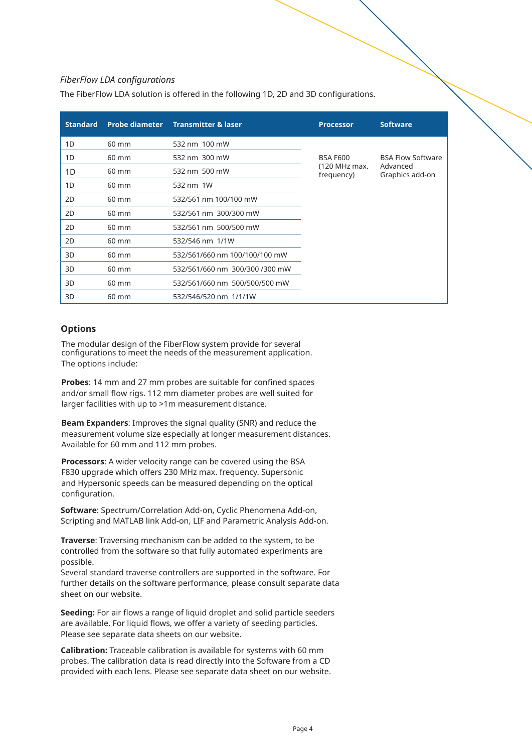*FiberFlow LDA configurations*

The FiberFlow LDA solution is offered in the following 1D, 2D and 3D configurations.

| Standard | Probe diameter | Transmitter & laser | Processor | Software |
|---|---|---|---|---|
| 1D | 60 mm | 532 nm 100 mW | BSA F600 (120 MHz max. frequency) | BSA Flow Software Advanced Graphics add-on |
| 1D | 60 mm | 532 nm 300 mW | | |
| 1D | 60 mm | 532 nm 500 mW | | |
| 1D | 60 mm | 532 nm 1W | | |
| 2D | 60 mm | 532/561 nm 100/100 mW | | |
| 2D | 60 mm | 532/561 nm 300/300 mW | | |
| 2D | 60 mm | 532/561 nm 500/500 mW | | |
| 2D | 60 mm | 532/546 nm 1/1W | | |
| 3D | 60 mm | 532/561/660 nm 100/100/100 mW | | |
| 3D | 60 mm | 532/561/660 nm 300/300 /300 mW | | |
| 3D | 60 mm | 532/561/660 nm 500/500/500 mW | | |
| 3D | 60 mm | 532/546/520 nm 1/1/1W | | |

## Options

The modular design of the FiberFlow system provide for several configurations to meet the needs of the measurement application. The options include:

**Probes**: 14 mm and 27 mm probes are suitable for confined spaces and/or small flow rigs. 112 mm diameter probes are well suited for larger facilities with up to >1m measurement distance.

**Beam Expanders**: Improves the signal quality (SNR) and reduce the measurement volume size especially at longer measurement distances. Available for 60 mm and 112 mm probes.

**Processors**: A wider velocity range can be covered using the BSA F830 upgrade which offers 230 MHz max. frequency. Supersonic and Hypersonic speeds can be measured depending on the optical configuration.

**Software**: Spectrum/Correlation Add-on, Cyclic Phenomena Add-on, Scripting and MATLAB link Add-on, LIF and Parametric Analysis Add-on.

**Traverse**: Traversing mechanism can be added to the system, to be controlled from the software so that fully automated experiments are possible.
Several standard traverse controllers are supported in the software. For further details on the software performance, please consult separate data sheet on our website.

**Seeding:** For air flows a range of liquid droplet and solid particle seeders are available. For liquid flows, we offer a variety of seeding particles. Please see separate data sheets on our website.

**Calibration:** Traceable calibration is available for systems with 60 mm probes. The calibration data is read directly into the Software from a CD provided with each lens. Please see separate data sheet on our website.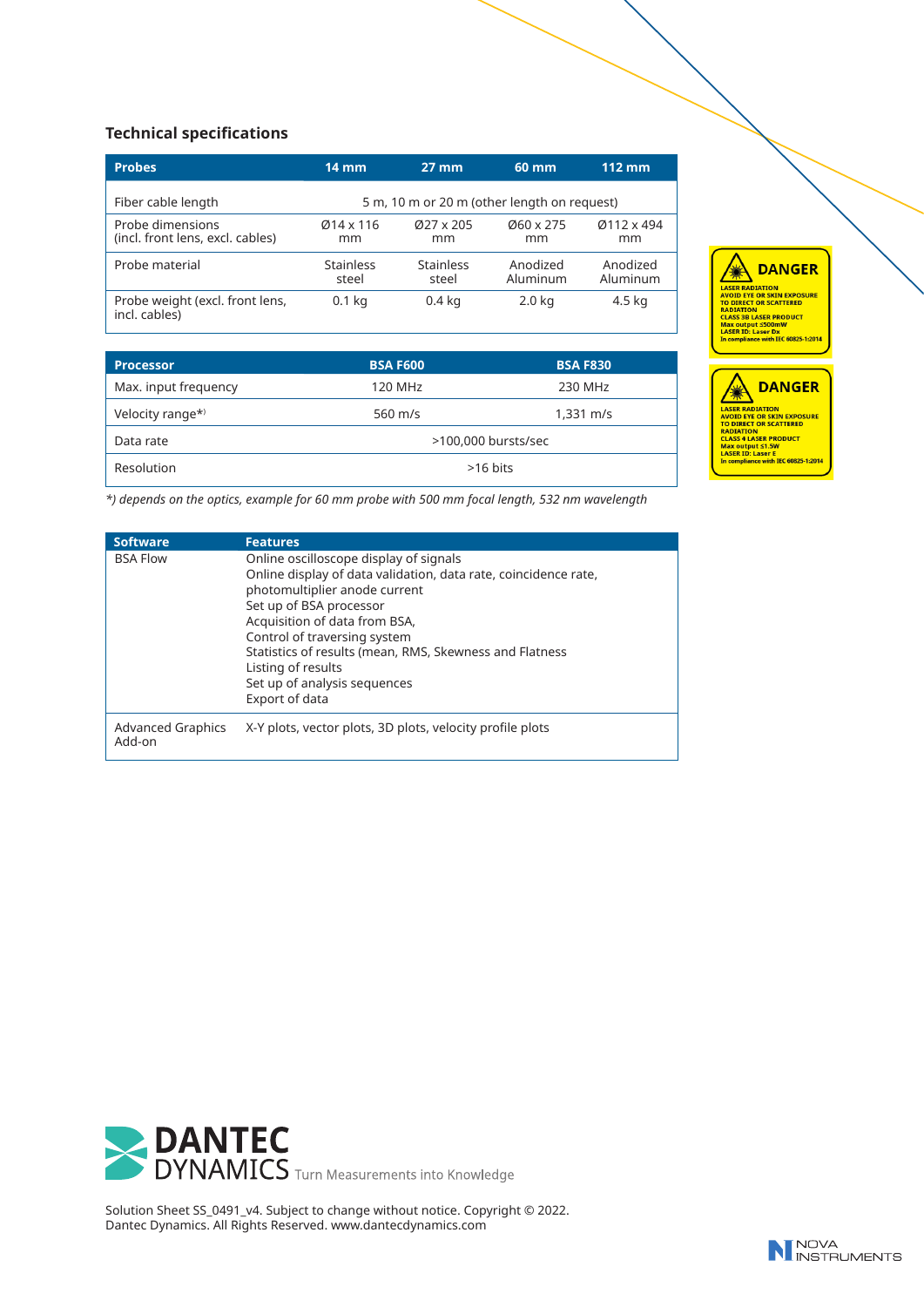## Technical specifications

| Probes | 14 mm | 27 mm | 60 mm | 112 mm |
|---|---|---|---|---|
| Fiber cable length | 5 m, 10 m or 20 m (other length on request) | | | |
| Probe dimensions (incl. front lens, excl. cables) | Ø14 x 116 mm | Ø27 x 205 mm | Ø60 x 275 mm | Ø112 x 494 mm |
| Probe material | Stainless steel | Stainless steel | Anodized Aluminum | Anodized Aluminum |
| Probe weight (excl. front lens, incl. cables) | 0.1 kg | 0.4 kg | 2.0 kg | 4.5 kg |

| Processor | BSA F600 | BSA F830 |
|---|---|---|
| Max. input frequency | 120 MHz | 230 MHz |
| Velocity range*) | 560 m/s | 1,331 m/s |
| Data rate | >100,000 bursts/sec | |
| Resolution | >16 bits | |

*\*) depends on the optics, example for 60 mm probe with 500 mm focal length, 532 nm wavelength*

| Software | Features |
|---|---|
| BSA Flow | Online oscilloscope display of signals<br>Online display of data validation, data rate, coincidence rate, photomultiplier anode current<br>Set up of BSA processor<br>Acquisition of data from BSA,<br>Control of traversing system<br>Statistics of results (mean, RMS, Skewness and Flatness<br>Listing of results<br>Set up of analysis sequences<br>Export of data |
| Advanced Graphics Add-on | X-Y plots, vector plots, 3D plots, velocity profile plots |

**DANGER**
LASER RADIATION
AVOID EYE OR SKIN EXPOSURE TO DIRECT OR SCATTERED RADIATION
CLASS 3B LASER PRODUCT
Max output ≤500mW
LASER ID: Laser Dx
In compliance with IEC 60825-1:2014

**DANGER**
LASER RADIATION
AVOID EYE OR SKIN EXPOSURE TO DIRECT OR SCATTERED RADIATION
CLASS 4 LASER PRODUCT
Max output ≤1.5W
LASER ID: Laser E
In compliance with IEC 60825-1:2014

DANTEC DYNAMICS Turn Measurements into Knowledge

Solution Sheet SS_0491_v4. Subject to change without notice. Copyright © 2022.
Dantec Dynamics. All Rights Reserved. www.dantecdynamics.com

NOVA INSTRUMENTS